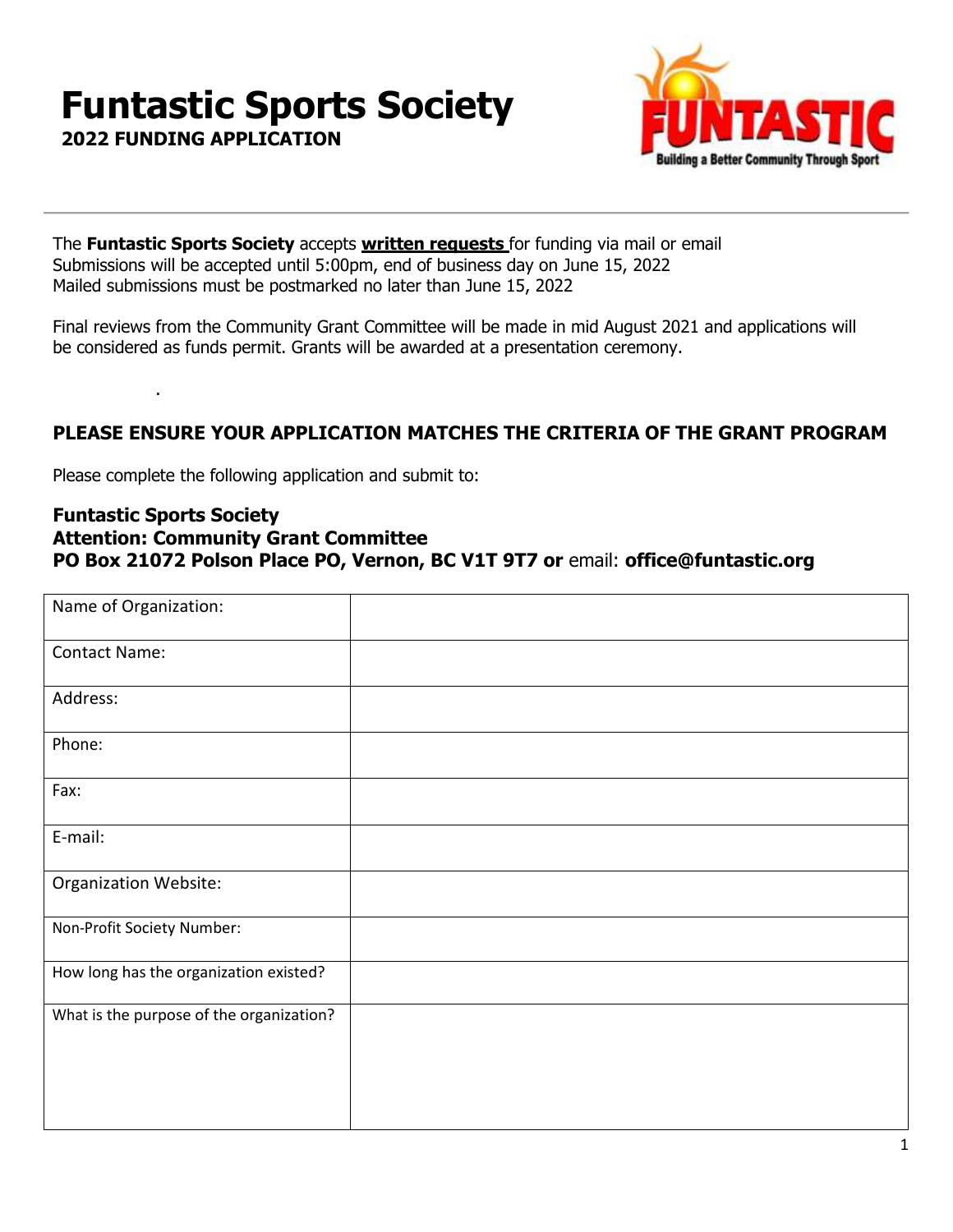# Funtastic Sports Society

**2022 FUNDING APPLICATION**

The **Funtastic Sports Society** accepts **written requests** for funding via mail or email
Submissions will be accepted until 5:00pm, end of business day on June 15, 2022
Mailed submissions must be postmarked no later than June 15, 2022

Final reviews from the Community Grant Committee will be made in mid August 2021 and applications will be considered as funds permit. Grants will be awarded at a presentation ceremony.

.

**PLEASE ENSURE YOUR APPLICATION MATCHES THE CRITERIA OF THE GRANT PROGRAM**

Please complete the following application and submit to:

**Funtastic Sports Society**
**Attention: Community Grant Committee**
**PO Box 21072 Polson Place PO, Vernon, BC V1T 9T7 or** email: **office@funtastic.org**

| | |
|---|---|
| Name of Organization: | |
| Contact Name: | |
| Address: | |
| Phone: | |
| Fax: | |
| E-mail: | |
| Organization Website: | |
| Non-Profit Society Number: | |
| How long has the organization existed? | |
| What is the purpose of the organization? | |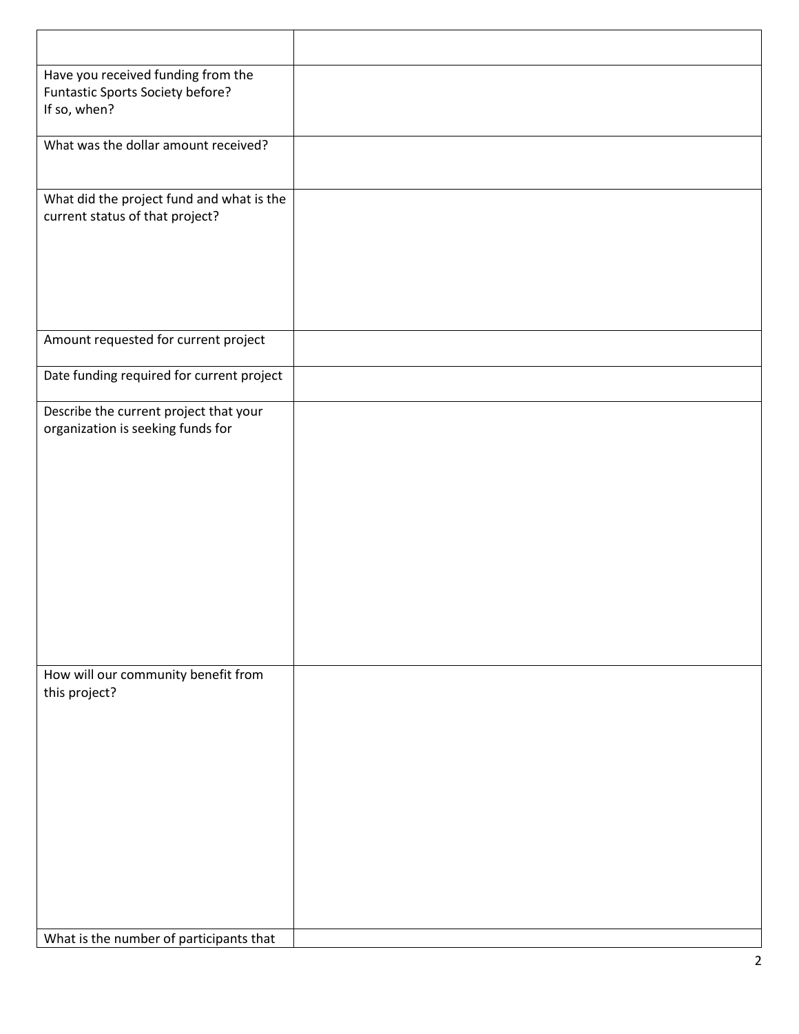| | |
|---|---|
| Have you received funding from the Funtastic Sports Society before? If so, when? | |
| What was the dollar amount received? | |
| What did the project fund and what is the current status of that project? | |
| Amount requested for current project | |
| Date funding required for current project | |
| Describe the current project that your organization is seeking funds for | |
| How will our community benefit from this project? | |
| What is the number of participants that | |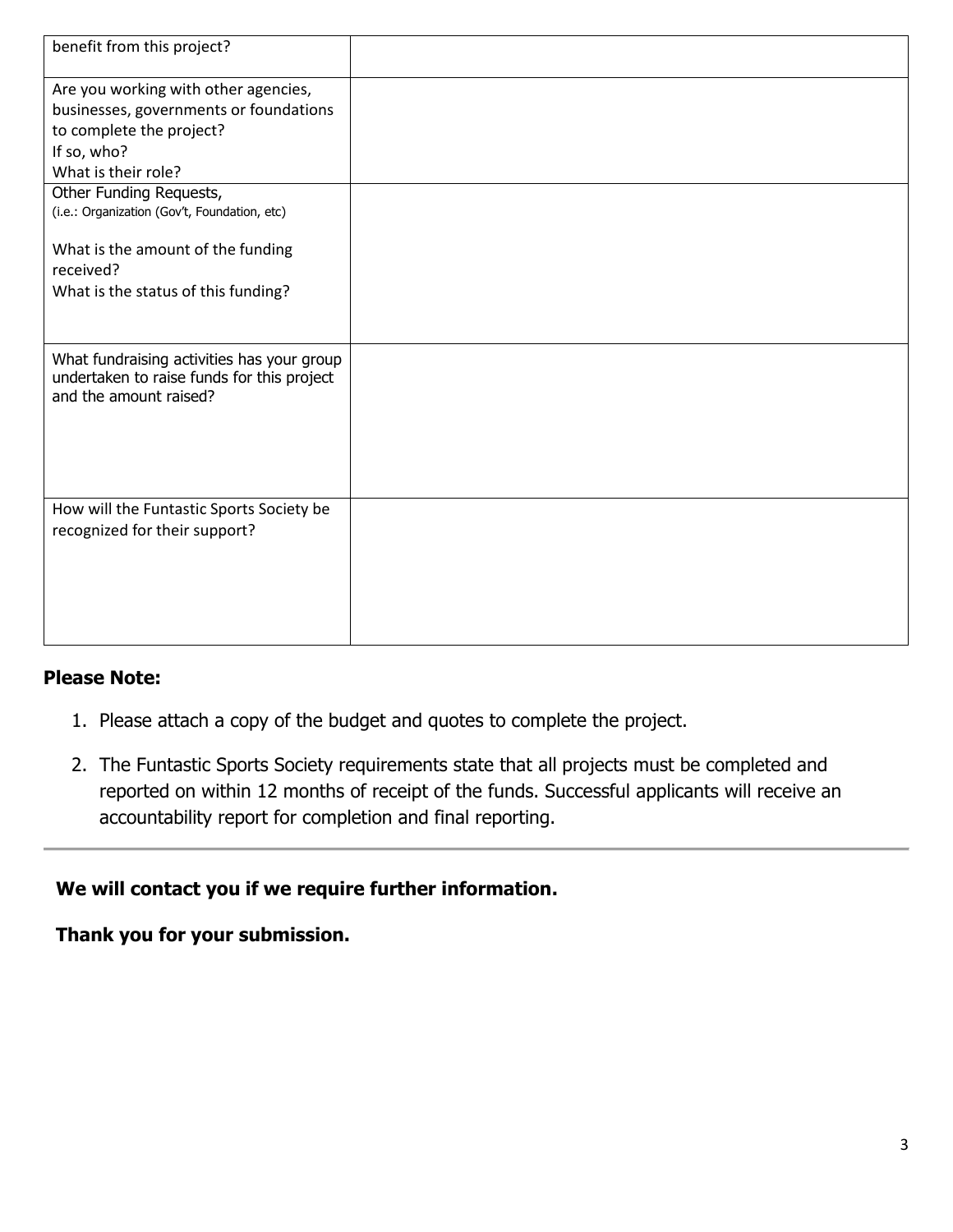| | |
|---|---|
| benefit from this project? | |
| Are you working with other agencies, businesses, governments or foundations to complete the project?<br>If so, who?<br>What is their role? | |
| Other Funding Requests,<br>(i.e.: Organization (Gov't, Foundation, etc)<br><br>What is the amount of the funding received?<br>What is the status of this funding? | |
| What fundraising activities has your group undertaken to raise funds for this project and the amount raised? | |
| How will the Funtastic Sports Society be recognized for their support? | |

**Please Note:**

1. Please attach a copy of the budget and quotes to complete the project.
2. The Funtastic Sports Society requirements state that all projects must be completed and reported on within 12 months of receipt of the funds. Successful applicants will receive an accountability report for completion and final reporting.

---

**We will contact you if we require further information.**

**Thank you for your submission.**